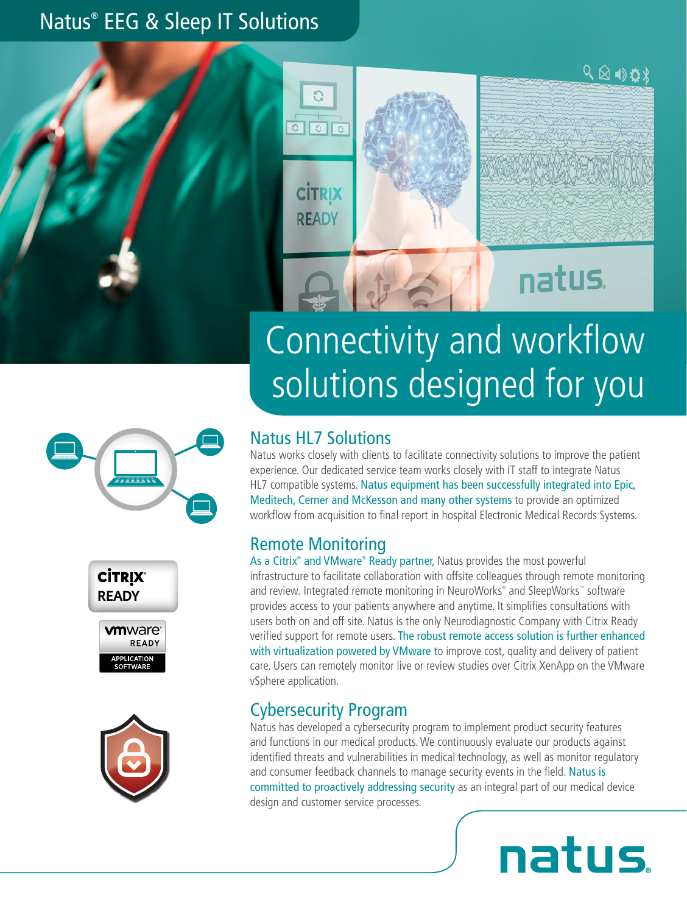Natus® EEG & Sleep IT Solutions

# Connectivity and workflow solutions designed for you

## Natus HL7 Solutions

Natus works closely with clients to facilitate connectivity solutions to improve the patient experience. Our dedicated service team works closely with IT staff to integrate Natus HL7 compatible systems. Natus equipment has been successfully integrated into Epic, Meditech, Cerner and McKesson and many other systems to provide an optimized workflow from acquisition to final report in hospital Electronic Medical Records Systems.

## Remote Monitoring

As a Citrix® and VMware® Ready partner, Natus provides the most powerful infrastructure to facilitate collaboration with offsite colleagues through remote monitoring and review. Integrated remote monitoring in NeuroWorks® and SleepWorks™ software provides access to your patients anywhere and anytime. It simplifies consultations with users both on and off site. Natus is the only Neurodiagnostic Company with Citrix Ready verified support for remote users. The robust remote access solution is further enhanced with virtualization powered by VMware to improve cost, quality and delivery of patient care. Users can remotely monitor live or review studies over Citrix XenApp on the VMware vSphere application.

## Cybersecurity Program

Natus has developed a cybersecurity program to implement product security features and functions in our medical products. We continuously evaluate our products against identified threats and vulnerabilities in medical technology, as well as monitor regulatory and consumer feedback channels to manage security events in the field. Natus is committed to proactively addressing security as an integral part of our medical device design and customer service processes.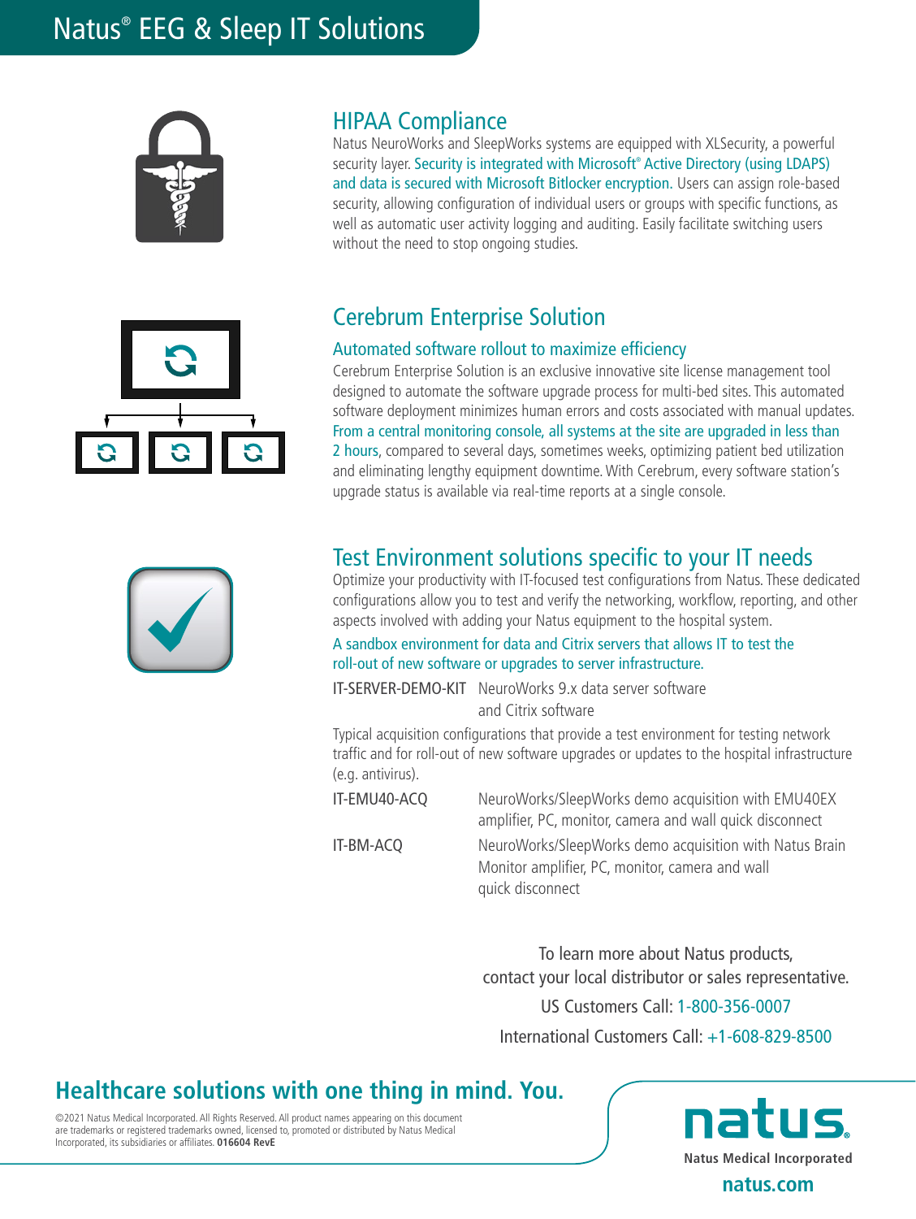# Natus® EEG & Sleep IT Solutions

## HIPAA Compliance

Natus NeuroWorks and SleepWorks systems are equipped with XLSecurity, a powerful security layer. Security is integrated with Microsoft® Active Directory (using LDAPS) and data is secured with Microsoft Bitlocker encryption. Users can assign role-based security, allowing configuration of individual users or groups with specific functions, as well as automatic user activity logging and auditing. Easily facilitate switching users without the need to stop ongoing studies.

## Cerebrum Enterprise Solution

### Automated software rollout to maximize efficiency

Cerebrum Enterprise Solution is an exclusive innovative site license management tool designed to automate the software upgrade process for multi-bed sites. This automated software deployment minimizes human errors and costs associated with manual updates. From a central monitoring console, all systems at the site are upgraded in less than 2 hours, compared to several days, sometimes weeks, optimizing patient bed utilization and eliminating lengthy equipment downtime. With Cerebrum, every software station's upgrade status is available via real-time reports at a single console.

## Test Environment solutions specific to your IT needs

Optimize your productivity with IT-focused test configurations from Natus. These dedicated configurations allow you to test and verify the networking, workflow, reporting, and other aspects involved with adding your Natus equipment to the hospital system.

A sandbox environment for data and Citrix servers that allows IT to test the roll-out of new software or upgrades to server infrastructure.

| | |
|---|---|
| IT-SERVER-DEMO-KIT | NeuroWorks 9.x data server software and Citrix software |

Typical acquisition configurations that provide a test environment for testing network traffic and for roll-out of new software upgrades or updates to the hospital infrastructure (e.g. antivirus).

| | |
|---|---|
| IT-EMU40-ACQ | NeuroWorks/SleepWorks demo acquisition with EMU40EX amplifier, PC, monitor, camera and wall quick disconnect |
| IT-BM-ACQ | NeuroWorks/SleepWorks demo acquisition with Natus Brain Monitor amplifier, PC, monitor, camera and wall quick disconnect |

To learn more about Natus products,
contact your local distributor or sales representative.

US Customers Call: 1-800-356-0007

International Customers Call: +1-608-829-8500

**Healthcare solutions with one thing in mind. You.**

©2021 Natus Medical Incorporated. All Rights Reserved. All product names appearing on this document are trademarks or registered trademarks owned, licensed to, promoted or distributed by Natus Medical Incorporated, its subsidiaries or affiliates. **016604 RevE**

natus.

Natus Medical Incorporated

natus.com